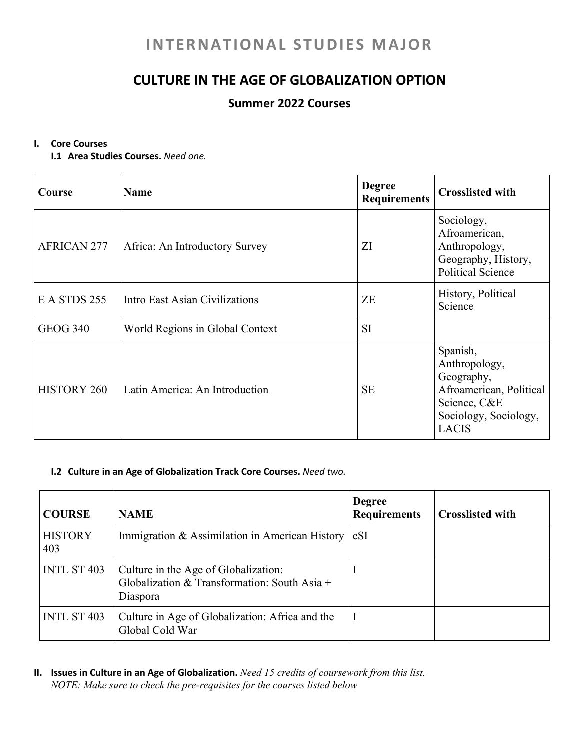# INTERNATIONAL STUDIES MAJOR

## CULTURE IN THE AGE OF GLOBALIZATION OPTION

### Summer 2022 Courses

**I. Core Courses**

**I.1 Area Studies Courses.** *Need one.*

| Course | Name | Degree Requirements | Crosslisted with |
|---|---|---|---|
| AFRICAN 277 | Africa: An Introductory Survey | ZI | Sociology, Afroamerican, Anthropology, Geography, History, Political Science |
| E A STDS 255 | Intro East Asian Civilizations | ZE | History, Political Science |
| GEOG 340 | World Regions in Global Context | SI | |
| HISTORY 260 | Latin America: An Introduction | SE | Spanish, Anthropology, Geography, Afroamerican, Political Science, C&E Sociology, Sociology, LACIS |

**I.2 Culture in an Age of Globalization Track Core Courses.** *Need two.*

| COURSE | NAME | Degree Requirements | Crosslisted with |
|---|---|---|---|
| HISTORY 403 | Immigration & Assimilation in American History | eSI | |
| INTL ST 403 | Culture in the Age of Globalization: Globalization & Transformation: South Asia + Diaspora | I | |
| INTL ST 403 | Culture in Age of Globalization: Africa and the Global Cold War | I | |

**II. Issues in Culture in an Age of Globalization.** *Need 15 credits of coursework from this list.*
*NOTE: Make sure to check the pre-requisites for the courses listed below*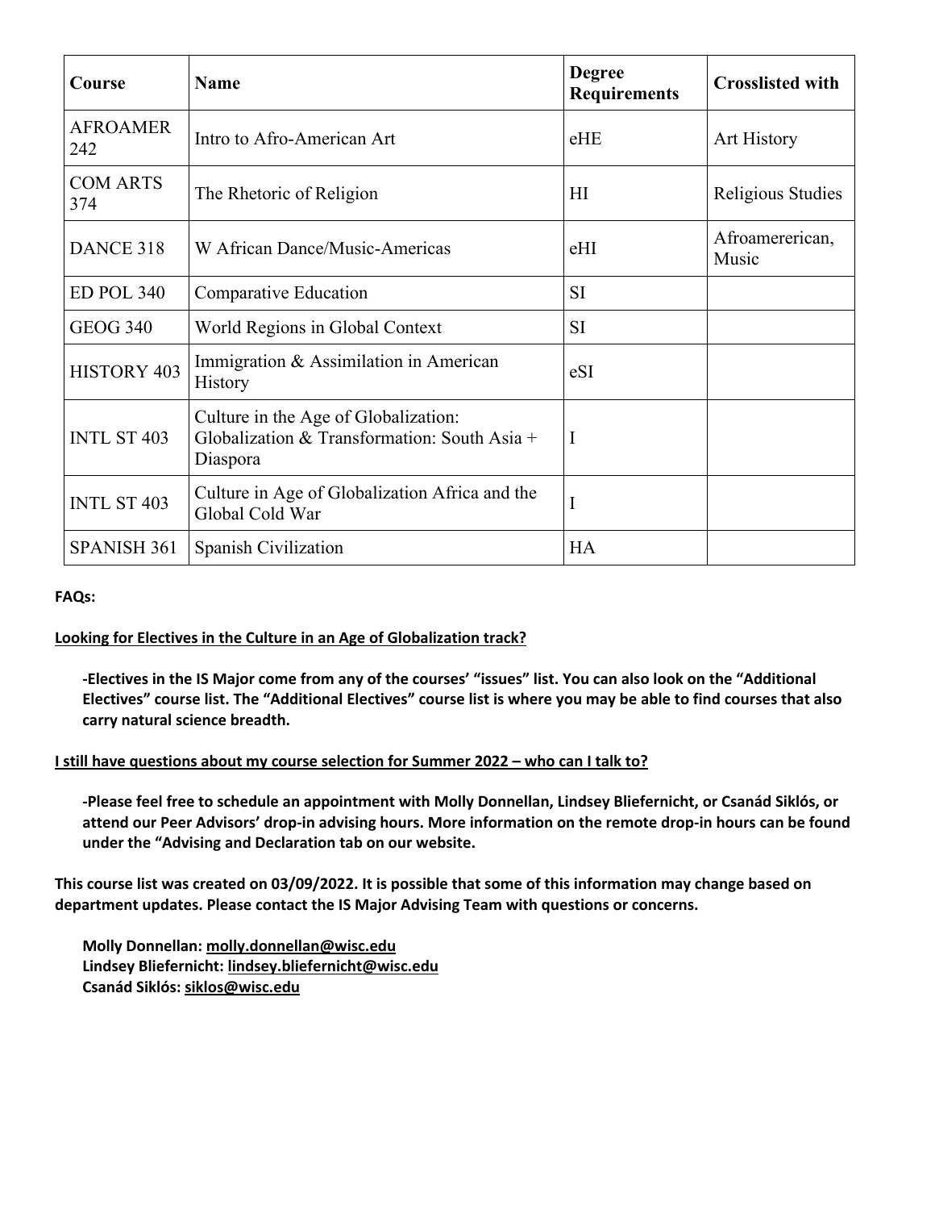| Course | Name | Degree Requirements | Crosslisted with |
|---|---|---|---|
| AFROAMER 242 | Intro to Afro-American Art | eHE | Art History |
| COM ARTS 374 | The Rhetoric of Religion | HI | Religious Studies |
| DANCE 318 | W African Dance/Music-Americas | eHI | Afroamererican, Music |
| ED POL 340 | Comparative Education | SI | |
| GEOG 340 | World Regions in Global Context | SI | |
| HISTORY 403 | Immigration & Assimilation in American History | eSI | |
| INTL ST 403 | Culture in the Age of Globalization: Globalization & Transformation: South Asia + Diaspora | I | |
| INTL ST 403 | Culture in Age of Globalization Africa and the Global Cold War | I | |
| SPANISH 361 | Spanish Civilization | HA | |

**FAQs:**

**Looking for Electives in the Culture in an Age of Globalization track?**

**-Electives in the IS Major come from any of the courses' "issues" list. You can also look on the "Additional Electives" course list. The "Additional Electives" course list is where you may be able to find courses that also carry natural science breadth.**

**I still have questions about my course selection for Summer 2022 – who can I talk to?**

**-Please feel free to schedule an appointment with Molly Donnellan, Lindsey Bliefernicht, or Csanád Siklós, or attend our Peer Advisors' drop-in advising hours. More information on the remote drop-in hours can be found under the "Advising and Declaration tab on our website.**

**This course list was created on 03/09/2022. It is possible that some of this information may change based on department updates. Please contact the IS Major Advising Team with questions or concerns.**

**Molly Donnellan: molly.donnellan@wisc.edu**
**Lindsey Bliefernicht: lindsey.bliefernicht@wisc.edu**
**Csanád Siklós: siklos@wisc.edu**